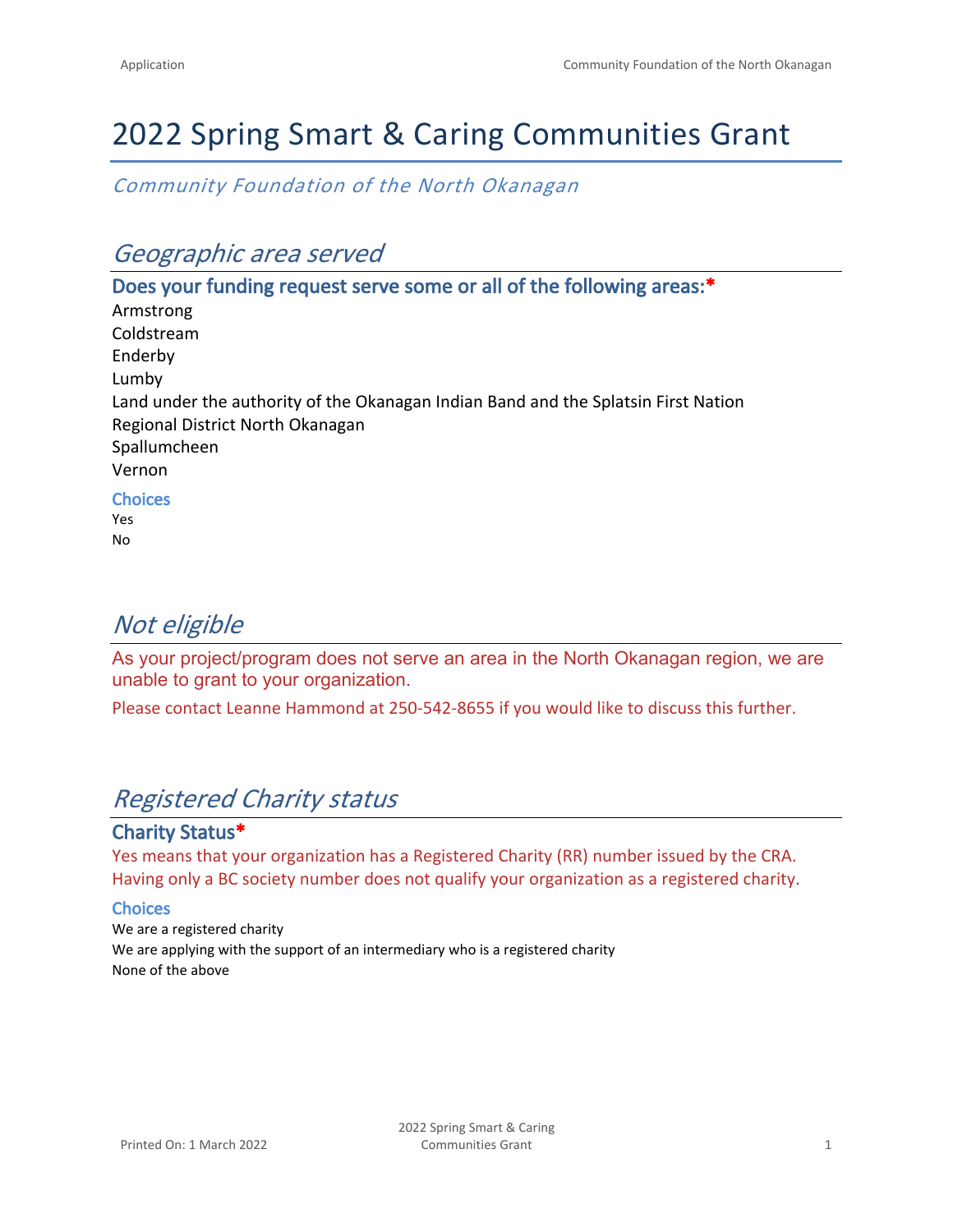# 2022 Spring Smart & Caring Communities Grant

*Community Foundation of the North Okanagan*

## *Geographic area served*

### Does your funding request serve some or all of the following areas:*

Armstrong
Coldstream
Enderby
Lumby
Land under the authority of the Okanagan Indian Band and the Splatsin First Nation
Regional District North Okanagan
Spallumcheen
Vernon

**Choices**

Yes
No

## *Not eligible*

As your project/program does not serve an area in the North Okanagan region, we are unable to grant to your organization.

Please contact Leanne Hammond at 250-542-8655 if you would like to discuss this further.

## *Registered Charity status*

### Charity Status*

Yes means that your organization has a Registered Charity (RR) number issued by the CRA. Having only a BC society number does not qualify your organization as a registered charity.

**Choices**

We are a registered charity
We are applying with the support of an intermediary who is a registered charity
None of the above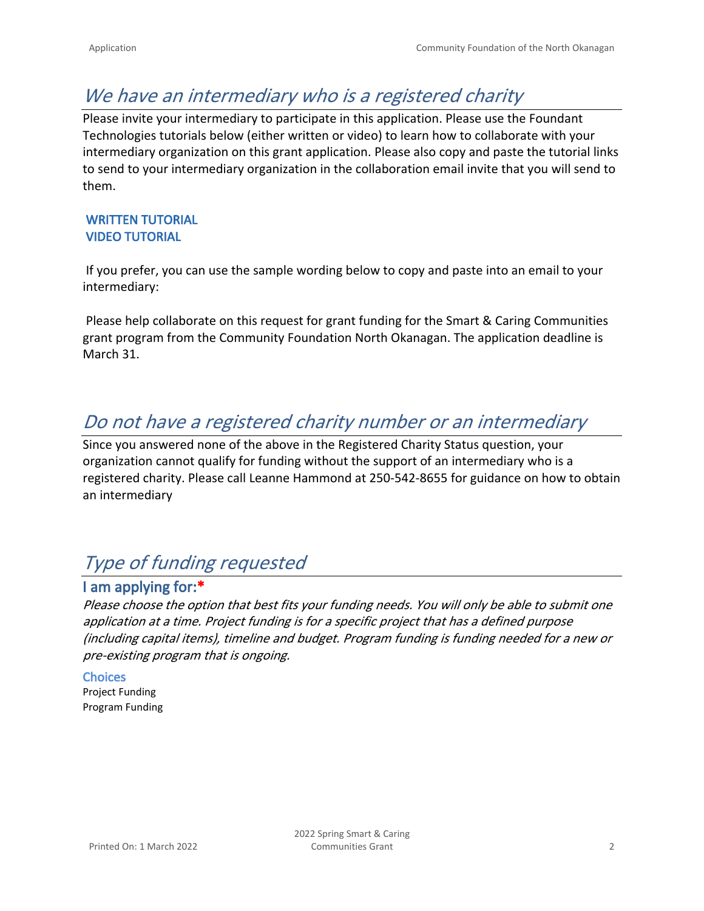## *We have an intermediary who is a registered charity*

Please invite your intermediary to participate in this application. Please use the Foundant Technologies tutorials below (either written or video) to learn how to collaborate with your intermediary organization on this grant application. Please also copy and paste the tutorial links to send to your intermediary organization in the collaboration email invite that you will send to them.

**WRITTEN TUTORIAL**
**VIDEO TUTORIAL**

If you prefer, you can use the sample wording below to copy and paste into an email to your intermediary:

Please help collaborate on this request for grant funding for the Smart & Caring Communities grant program from the Community Foundation North Okanagan. The application deadline is March 31.

## *Do not have a registered charity number or an intermediary*

Since you answered none of the above in the Registered Charity Status question, your organization cannot qualify for funding without the support of an intermediary who is a registered charity. Please call Leanne Hammond at 250-542-8655 for guidance on how to obtain an intermediary

## *Type of funding requested*

### I am applying for:*

*Please choose the option that best fits your funding needs. You will only be able to submit one application at a time. Project funding is for a specific project that has a defined purpose (including capital items), timeline and budget. Program funding is funding needed for a new or pre-existing program that is ongoing.*

**Choices**

Project Funding
Program Funding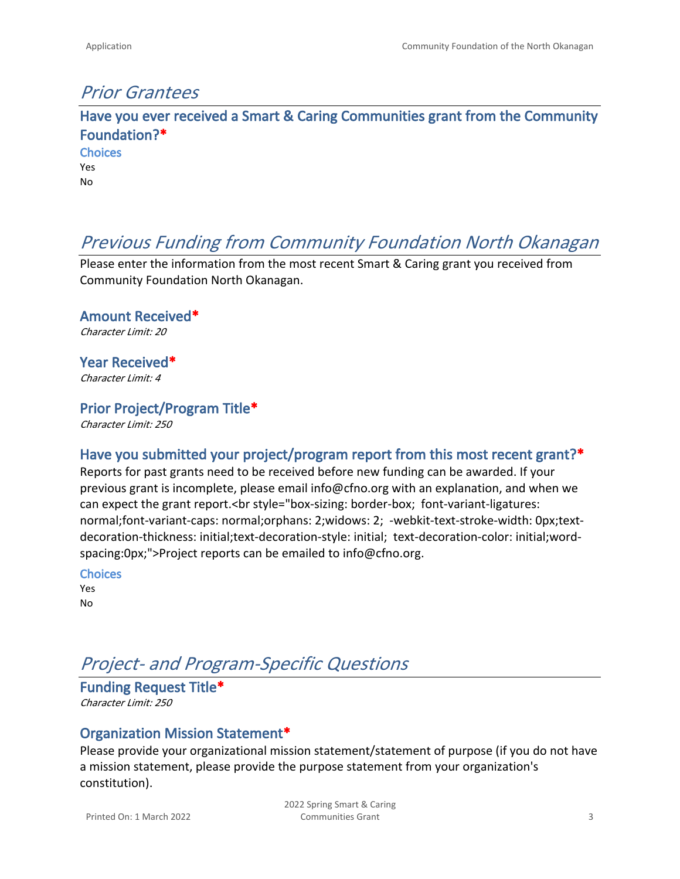# *Prior Grantees*

### Have you ever received a Smart & Caring Communities grant from the Community Foundation?*

**Choices**

Yes
No

# *Previous Funding from Community Foundation North Okanagan*

Please enter the information from the most recent Smart & Caring grant you received from Community Foundation North Okanagan.

### Amount Received*

*Character Limit: 20*

### Year Received*

*Character Limit: 4*

### Prior Project/Program Title*

*Character Limit: 250*

### Have you submitted your project/program report from this most recent grant?*

Reports for past grants need to be received before new funding can be awarded. If your previous grant is incomplete, please email info@cfno.org with an explanation, and when we can expect the grant report.<br style="box-sizing: border-box;  font-variant-ligatures: normal;font-variant-caps: normal;orphans: 2;widows: 2;  -webkit-text-stroke-width: 0px;text-decoration-thickness: initial;text-decoration-style: initial;  text-decoration-color: initial;word-spacing:0px;">Project reports can be emailed to info@cfno.org.

**Choices**

Yes
No

# *Project- and Program-Specific Questions*

### Funding Request Title*

*Character Limit: 250*

### Organization Mission Statement*

Please provide your organizational mission statement/statement of purpose (if you do not have a mission statement, please provide the purpose statement from your organization's constitution).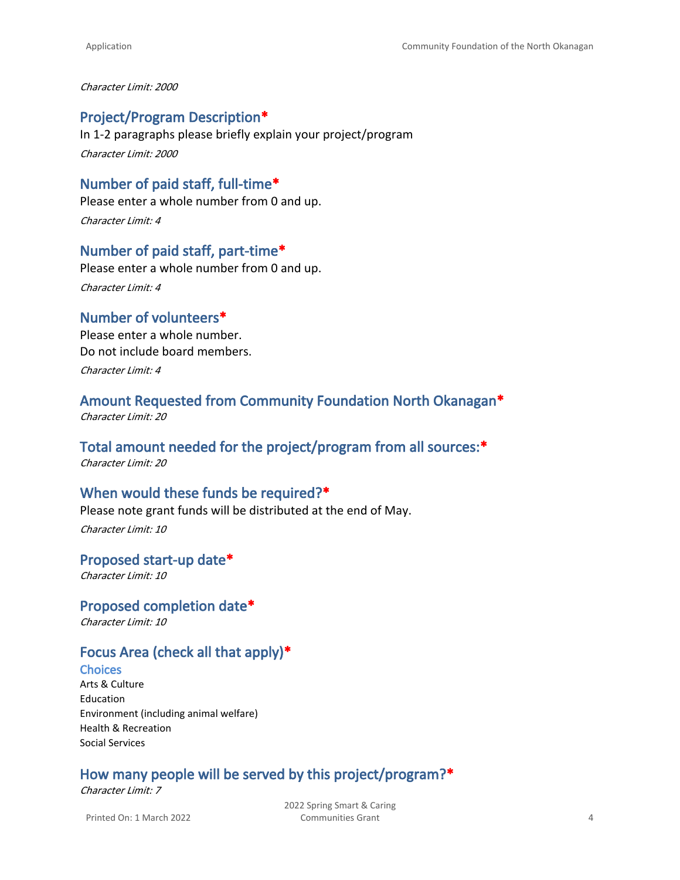*Character Limit: 2000*

## Project/Program Description*

In 1-2 paragraphs please briefly explain your project/program

*Character Limit: 2000*

## Number of paid staff, full-time*

Please enter a whole number from 0 and up.

*Character Limit: 4*

## Number of paid staff, part-time*

Please enter a whole number from 0 and up.

*Character Limit: 4*

## Number of volunteers*

Please enter a whole number.
Do not include board members.

*Character Limit: 4*

## Amount Requested from Community Foundation North Okanagan*

*Character Limit: 20*

## Total amount needed for the project/program from all sources:*

*Character Limit: 20*

## When would these funds be required?*

Please note grant funds will be distributed at the end of May.

*Character Limit: 10*

## Proposed start-up date*

*Character Limit: 10*

## Proposed completion date*

*Character Limit: 10*

## Focus Area (check all that apply)*

### Choices

Arts & Culture
Education
Environment (including animal welfare)
Health & Recreation
Social Services

## How many people will be served by this project/program?*

*Character Limit: 7*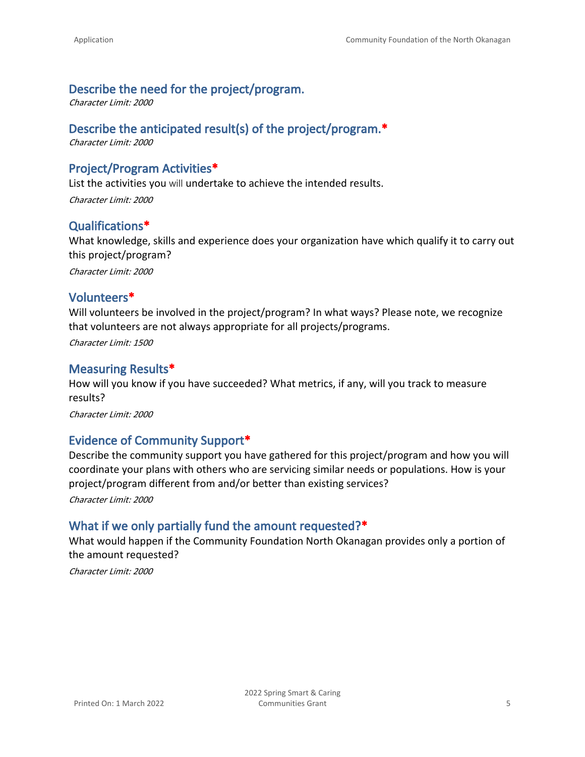## Describe the need for the project/program.

*Character Limit: 2000*

## Describe the anticipated result(s) of the project/program.*

*Character Limit: 2000*

## Project/Program Activities*

List the activities you will undertake to achieve the intended results.

*Character Limit: 2000*

## Qualifications*

What knowledge, skills and experience does your organization have which qualify it to carry out this project/program?

*Character Limit: 2000*

## Volunteers*

Will volunteers be involved in the project/program? In what ways? Please note, we recognize that volunteers are not always appropriate for all projects/programs.

*Character Limit: 1500*

## Measuring Results*

How will you know if you have succeeded? What metrics, if any, will you track to measure results?

*Character Limit: 2000*

## Evidence of Community Support*

Describe the community support you have gathered for this project/program and how you will coordinate your plans with others who are servicing similar needs or populations. How is your project/program different from and/or better than existing services?

*Character Limit: 2000*

## What if we only partially fund the amount requested?*

What would happen if the Community Foundation North Okanagan provides only a portion of the amount requested?

*Character Limit: 2000*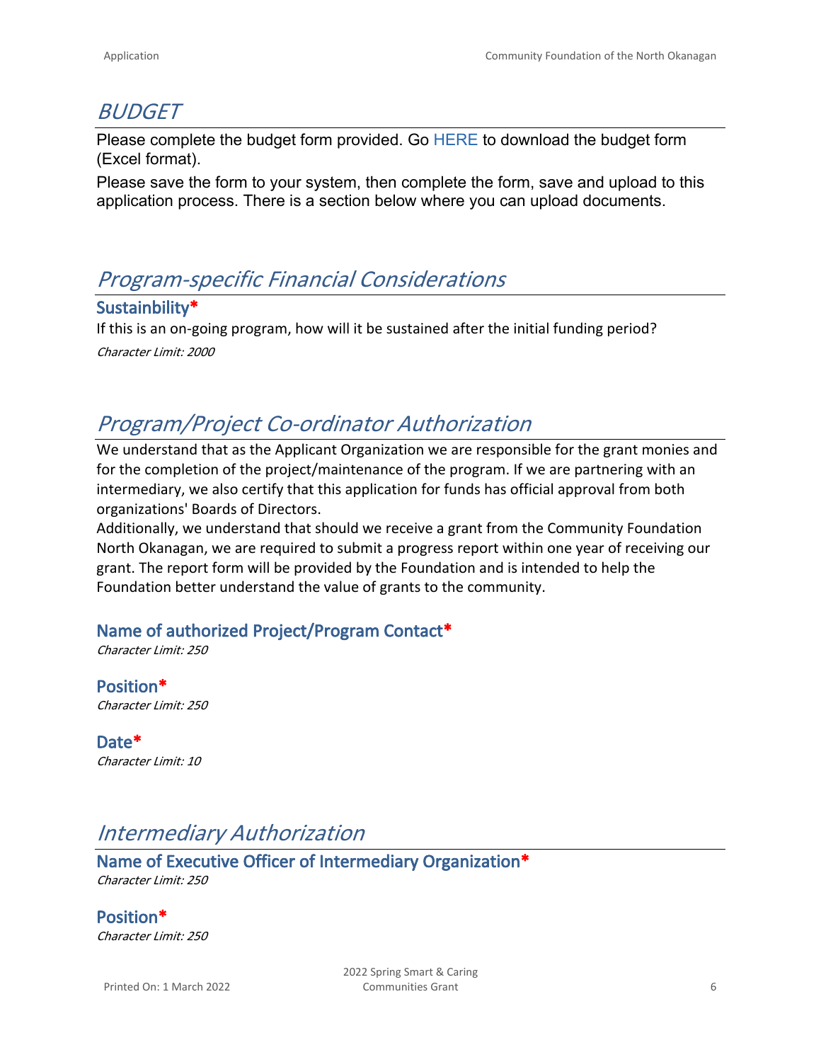## *BUDGET*

Please complete the budget form provided. Go HERE to download the budget form (Excel format).

Please save the form to your system, then complete the form, save and upload to this application process. There is a section below where you can upload documents.

## *Program-specific Financial Considerations*

### Sustainbility*

If this is an on-going program, how will it be sustained after the initial funding period?

*Character Limit: 2000*

## *Program/Project Co-ordinator Authorization*

We understand that as the Applicant Organization we are responsible for the grant monies and for the completion of the project/maintenance of the program. If we are partnering with an intermediary, we also certify that this application for funds has official approval from both organizations' Boards of Directors.

Additionally, we understand that should we receive a grant from the Community Foundation North Okanagan, we are required to submit a progress report within one year of receiving our grant. The report form will be provided by the Foundation and is intended to help the Foundation better understand the value of grants to the community.

### Name of authorized Project/Program Contact*

*Character Limit: 250*

### Position*

*Character Limit: 250*

### Date*

*Character Limit: 10*

## *Intermediary Authorization*

### Name of Executive Officer of Intermediary Organization*

*Character Limit: 250*

### Position*

*Character Limit: 250*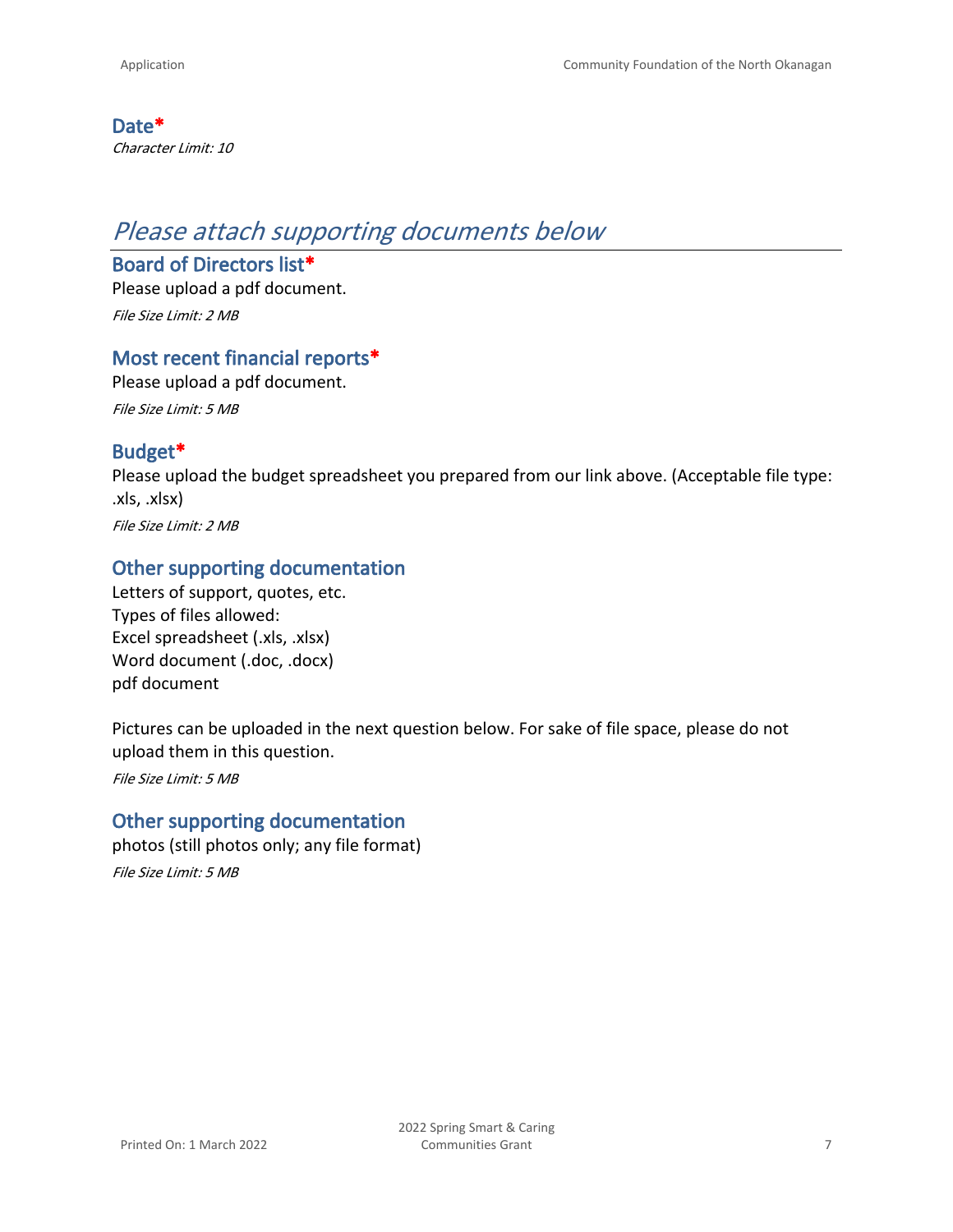### Date*

*Character Limit: 10*

## *Please attach supporting documents below*

### Board of Directors list*

Please upload a pdf document.

*File Size Limit: 2 MB*

### Most recent financial reports*

Please upload a pdf document.

*File Size Limit: 5 MB*

### Budget*

Please upload the budget spreadsheet you prepared from our link above. (Acceptable file type: .xls, .xlsx)

*File Size Limit: 2 MB*

### Other supporting documentation

Letters of support, quotes, etc.
Types of files allowed:
Excel spreadsheet (.xls, .xlsx)
Word document (.doc, .docx)
pdf document

Pictures can be uploaded in the next question below. For sake of file space, please do not upload them in this question.

*File Size Limit: 5 MB*

### Other supporting documentation

photos (still photos only; any file format)

*File Size Limit: 5 MB*